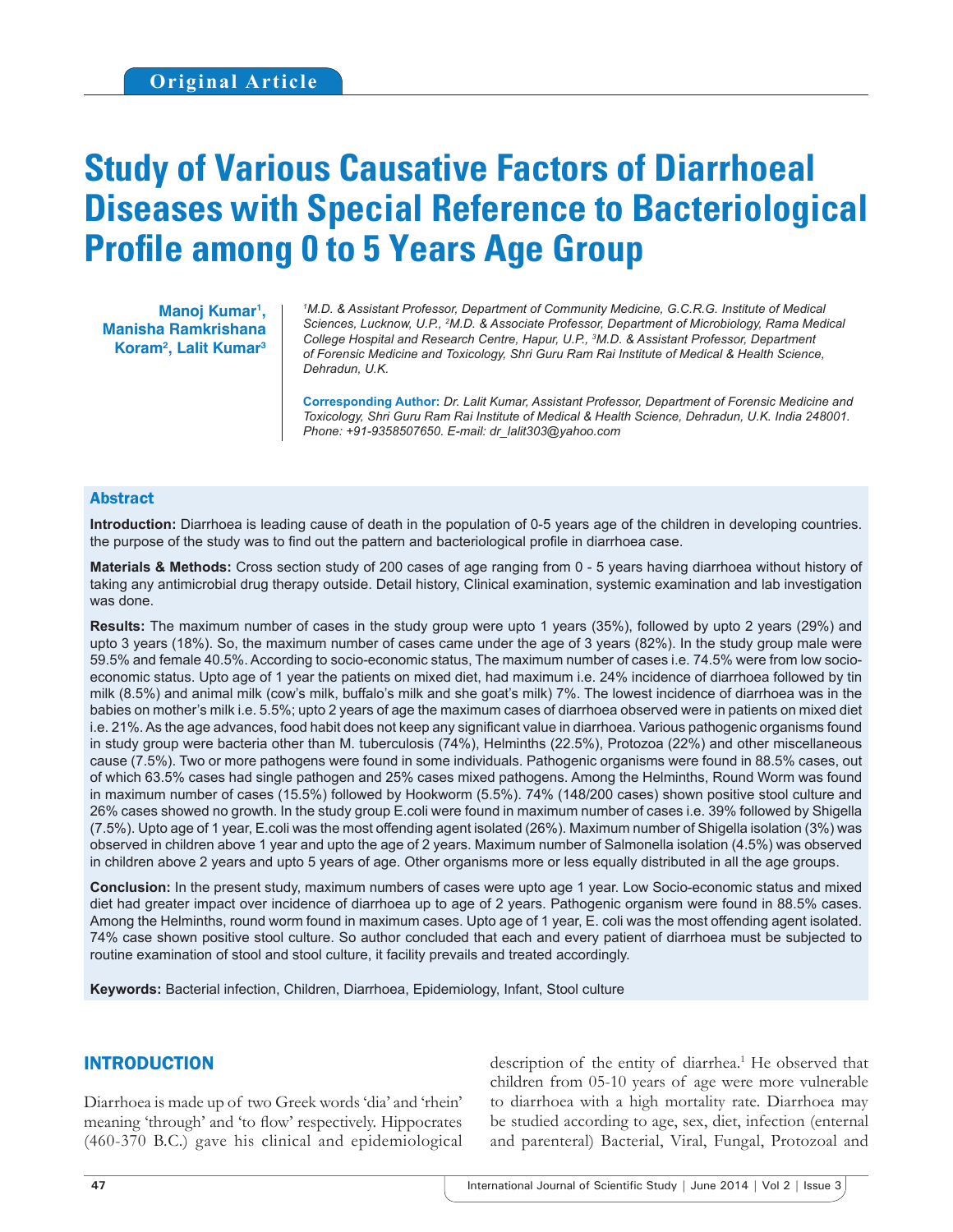Original Article

# Study of Various Causative Factors of Diarrhoeal Diseases with Special Reference to Bacteriological Profile among 0 to 5 Years Age Group

**Manoj Kumar[1], Manisha Ramkrishana Koram[2], Lalit Kumar[3]**

*[1]M.D. & Assistant Professor, Department of Community Medicine, G.C.R.G. Institute of Medical Sciences, Lucknow, U.P., [2]M.D. & Associate Professor, Department of Microbiology, Rama Medical College Hospital and Research Centre, Hapur, U.P., [3]M.D. & Assistant Professor, Department of Forensic Medicine and Toxicology, Shri Guru Ram Rai Institute of Medical & Health Science, Dehradun, U.K.*

**Corresponding Author:** *Dr. Lalit Kumar, Assistant Professor, Department of Forensic Medicine and Toxicology, Shri Guru Ram Rai Institute of Medical & Health Science, Dehradun, U.K. India 248001. Phone: +91-9358507650. E-mail: dr_lalit303@yahoo.com*

## Abstract

**Introduction:** Diarrhoea is leading cause of death in the population of 0-5 years age of the children in developing countries. the purpose of the study was to find out the pattern and bacteriological profile in diarrhoea case.

**Materials & Methods:** Cross section study of 200 cases of age ranging from 0 - 5 years having diarrhoea without history of taking any antimicrobial drug therapy outside. Detail history, Clinical examination, systemic examination and lab investigation was done.

**Results:** The maximum number of cases in the study group were upto 1 years (35%), followed by upto 2 years (29%) and upto 3 years (18%). So, the maximum number of cases came under the age of 3 years (82%). In the study group male were 59.5% and female 40.5%. According to socio-economic status, The maximum number of cases i.e. 74.5% were from low socio-economic status. Upto age of 1 year the patients on mixed diet, had maximum i.e. 24% incidence of diarrhoea followed by tin milk (8.5%) and animal milk (cow's milk, buffalo's milk and she goat's milk) 7%. The lowest incidence of diarrhoea was in the babies on mother's milk i.e. 5.5%; upto 2 years of age the maximum cases of diarrhoea observed were in patients on mixed diet i.e. 21%. As the age advances, food habit does not keep any significant value in diarrhoea. Various pathogenic organisms found in study group were bacteria other than M. tuberculosis (74%), Helminths (22.5%), Protozoa (22%) and other miscellaneous cause (7.5%). Two or more pathogens were found in some individuals. Pathogenic organisms were found in 88.5% cases, out of which 63.5% cases had single pathogen and 25% cases mixed pathogens. Among the Helminths, Round Worm was found in maximum number of cases (15.5%) followed by Hookworm (5.5%). 74% (148/200 cases) shown positive stool culture and 26% cases showed no growth. In the study group E.coli were found in maximum number of cases i.e. 39% followed by Shigella (7.5%). Upto age of 1 year, E.coli was the most offending agent isolated (26%). Maximum number of Shigella isolation (3%) was observed in children above 1 year and upto the age of 2 years. Maximum number of Salmonella isolation (4.5%) was observed in children above 2 years and upto 5 years of age. Other organisms more or less equally distributed in all the age groups.

**Conclusion:** In the present study, maximum numbers of cases were upto age 1 year. Low Socio-economic status and mixed diet had greater impact over incidence of diarrhoea up to age of 2 years. Pathogenic organism were found in 88.5% cases. Among the Helminths, round worm found in maximum cases. Upto age of 1 year, E. coli was the most offending agent isolated. 74% case shown positive stool culture. So author concluded that each and every patient of diarrhoea must be subjected to routine examination of stool and stool culture, it facility prevails and treated accordingly.

**Keywords:** Bacterial infection, Children, Diarrhoea, Epidemiology, Infant, Stool culture

## INTRODUCTION

Diarrhoea is made up of two Greek words 'dia' and 'rhein' meaning 'through' and 'to flow' respectively. Hippocrates (460-370 B.C.) gave his clinical and epidemiological description of the entity of diarrhea.[1] He observed that children from 05-10 years of age were more vulnerable to diarrhoea with a high mortality rate. Diarrhoea may be studied according to age, sex, diet, infection (enternal and parenteral) Bacterial, Viral, Fungal, Protozoal and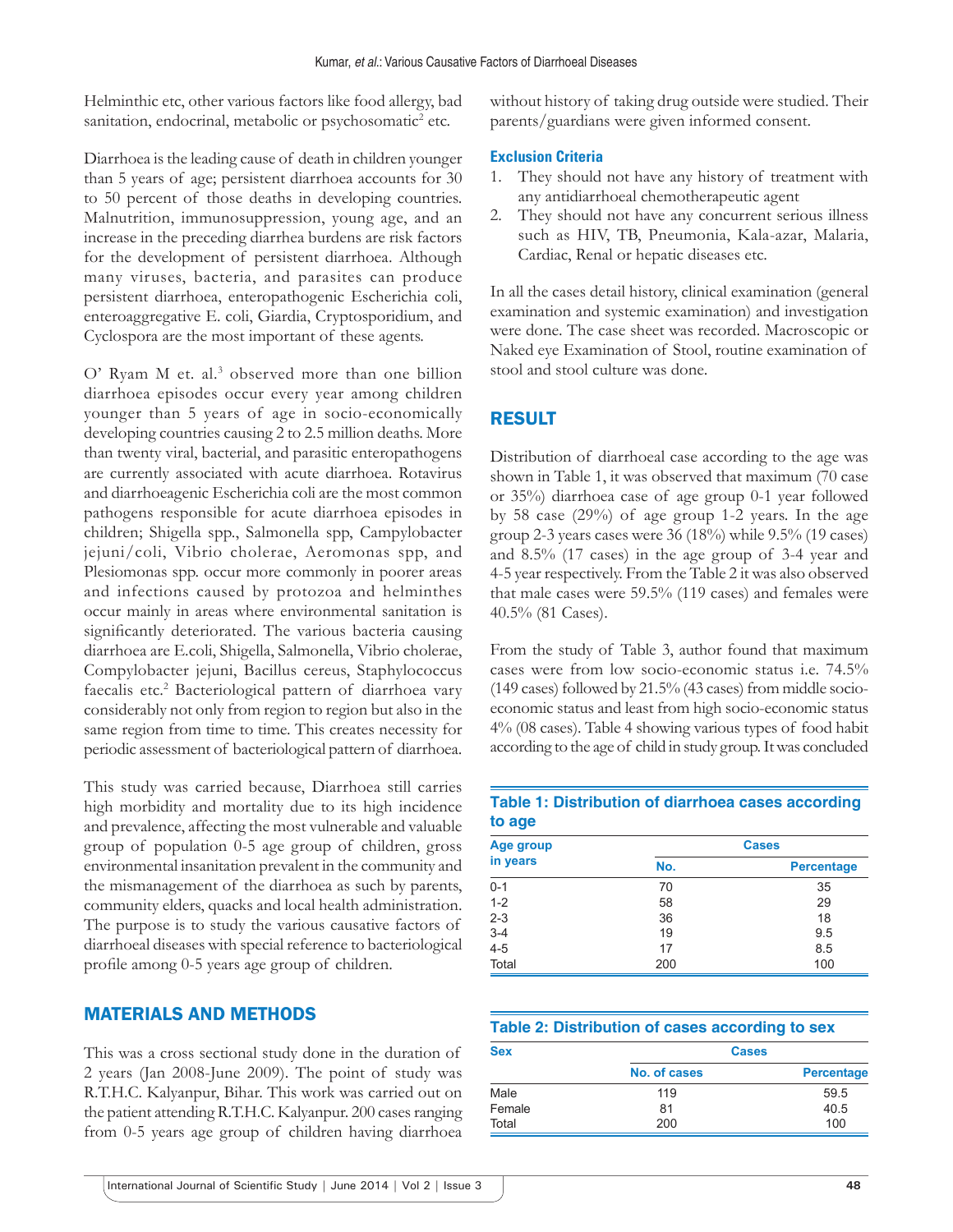Helminthic etc, other various factors like food allergy, bad sanitation, endocrinal, metabolic or psychosomatic[2] etc.

Diarrhoea is the leading cause of death in children younger than 5 years of age; persistent diarrhoea accounts for 30 to 50 percent of those deaths in developing countries. Malnutrition, immunosuppression, young age, and an increase in the preceding diarrhea burdens are risk factors for the development of persistent diarrhoea. Although many viruses, bacteria, and parasites can produce persistent diarrhoea, enteropathogenic Escherichia coli, enteroaggregative E. coli, Giardia, Cryptosporidium, and Cyclospora are the most important of these agents.

O' Ryam M et. al.[3] observed more than one billion diarrhoea episodes occur every year among children younger than 5 years of age in socio-economically developing countries causing 2 to 2.5 million deaths. More than twenty viral, bacterial, and parasitic enteropathogens are currently associated with acute diarrhoea. Rotavirus and diarrhoeagenic Escherichia coli are the most common pathogens responsible for acute diarrhoea episodes in children; Shigella spp., Salmonella spp, Campylobacter jejuni/coli, Vibrio cholerae, Aeromonas spp, and Plesiomonas spp. occur more commonly in poorer areas and infections caused by protozoa and helminthes occur mainly in areas where environmental sanitation is significantly deteriorated. The various bacteria causing diarrhoea are E.coli, Shigella, Salmonella, Vibrio cholerae, Compylobacter jejuni, Bacillus cereus, Staphylococcus faecalis etc.[2] Bacteriological pattern of diarrhoea vary considerably not only from region to region but also in the same region from time to time. This creates necessity for periodic assessment of bacteriological pattern of diarrhoea.

This study was carried because, Diarrhoea still carries high morbidity and mortality due to its high incidence and prevalence, affecting the most vulnerable and valuable group of population 0-5 age group of children, gross environmental insanitation prevalent in the community and the mismanagement of the diarrhoea as such by parents, community elders, quacks and local health administration. The purpose is to study the various causative factors of diarrhoeal diseases with special reference to bacteriological profile among 0-5 years age group of children.

## MATERIALS AND METHODS

This was a cross sectional study done in the duration of 2 years (Jan 2008-June 2009). The point of study was R.T.H.C. Kalyanpur, Bihar. This work was carried out on the patient attending R.T.H.C. Kalyanpur. 200 cases ranging from 0-5 years age group of children having diarrhoea without history of taking drug outside were studied. Their parents/guardians were given informed consent.

### Exclusion Criteria

1. They should not have any history of treatment with any antidiarrhoeal chemotherapeutic agent
2. They should not have any concurrent serious illness such as HIV, TB, Pneumonia, Kala-azar, Malaria, Cardiac, Renal or hepatic diseases etc.

In all the cases detail history, clinical examination (general examination and systemic examination) and investigation were done. The case sheet was recorded. Macroscopic or Naked eye Examination of Stool, routine examination of stool and stool culture was done.

## RESULT

Distribution of diarrhoeal case according to the age was shown in Table 1, it was observed that maximum (70 case or 35%) diarrhoea case of age group 0-1 year followed by 58 case (29%) of age group 1-2 years. In the age group 2-3 years cases were 36 (18%) while 9.5% (19 cases) and 8.5% (17 cases) in the age group of 3-4 year and 4-5 year respectively. From the Table 2 it was also observed that male cases were 59.5% (119 cases) and females were 40.5% (81 Cases).

From the study of Table 3, author found that maximum cases were from low socio-economic status i.e. 74.5% (149 cases) followed by 21.5% (43 cases) from middle socio-economic status and least from high socio-economic status 4% (08 cases). Table 4 showing various types of food habit according to the age of child in study group. It was concluded

**Table 1: Distribution of diarrhoea cases according to age**

| Age group in years | Cases | |
|---|---|---|
| | No. | Percentage |
| 0-1 | 70 | 35 |
| 1-2 | 58 | 29 |
| 2-3 | 36 | 18 |
| 3-4 | 19 | 9.5 |
| 4-5 | 17 | 8.5 |
| Total | 200 | 100 |

**Table 2: Distribution of cases according to sex**

| Sex | Cases | |
|---|---|---|
| | No. of cases | Percentage |
| Male | 119 | 59.5 |
| Female | 81 | 40.5 |
| Total | 200 | 100 |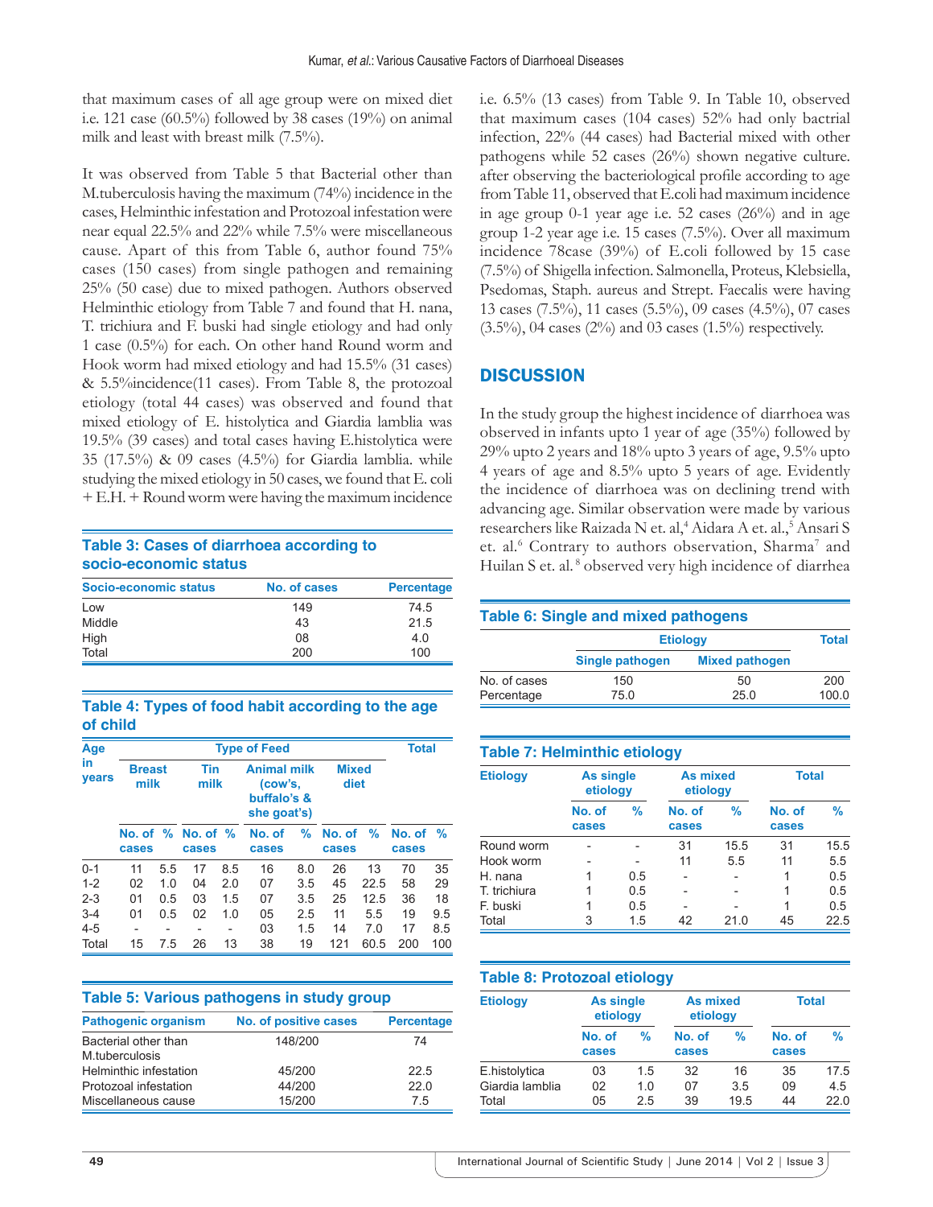that maximum cases of all age group were on mixed diet i.e. 121 case (60.5%) followed by 38 cases (19%) on animal milk and least with breast milk (7.5%).

It was observed from Table 5 that Bacterial other than M.tuberculosis having the maximum (74%) incidence in the cases, Helminthic infestation and Protozoal infestation were near equal 22.5% and 22% while 7.5% were miscellaneous cause. Apart of this from Table 6, author found 75% cases (150 cases) from single pathogen and remaining 25% (50 case) due to mixed pathogen. Authors observed Helminthic etiology from Table 7 and found that H. nana, T. trichiura and F. buski had single etiology and had only 1 case (0.5%) for each. On other hand Round worm and Hook worm had mixed etiology and had 15.5% (31 cases) & 5.5%incidence(11 cases). From Table 8, the protozoal etiology (total 44 cases) was observed and found that mixed etiology of E. histolytica and Giardia lamblia was 19.5% (39 cases) and total cases having E.histolytica were 35 (17.5%) & 09 cases (4.5%) for Giardia lamblia. while studying the mixed etiology in 50 cases, we found that E. coli + E.H. + Round worm were having the maximum incidence

**Table 3: Cases of diarrhoea according to socio-economic status**

| Socio-economic status | No. of cases | Percentage |
|---|---|---|
| Low | 149 | 74.5 |
| Middle | 43 | 21.5 |
| High | 08 | 4.0 |
| Total | 200 | 100 |

**Table 4: Types of food habit according to the age of child**

| Age in years | Type of Feed | | | | | | | | Total | |
|---|---|---|---|---|---|---|---|---|---|---|
| | Breast milk | | Tin milk | | Animal milk (cow's, buffalo's & she goat's) | | Mixed diet | | | |
| | No. of cases | % | No. of cases | % | No. of cases | % | No. of cases | % | No. of cases | % |
| 0-1 | 11 | 5.5 | 17 | 8.5 | 16 | 8.0 | 26 | 13 | 70 | 35 |
| 1-2 | 02 | 1.0 | 04 | 2.0 | 07 | 3.5 | 45 | 22.5 | 58 | 29 |
| 2-3 | 01 | 0.5 | 03 | 1.5 | 07 | 3.5 | 25 | 12.5 | 36 | 18 |
| 3-4 | 01 | 0.5 | 02 | 1.0 | 05 | 2.5 | 11 | 5.5 | 19 | 9.5 |
| 4-5 | - | - | - | - | 03 | 1.5 | 14 | 7.0 | 17 | 8.5 |
| Total | 15 | 7.5 | 26 | 13 | 38 | 19 | 121 | 60.5 | 200 | 100 |

**Table 5: Various pathogens in study group**

| Pathogenic organism | No. of positive cases | Percentage |
|---|---|---|
| Bacterial other than M.tuberculosis | 148/200 | 74 |
| Helminthic infestation | 45/200 | 22.5 |
| Protozoal infestation | 44/200 | 22.0 |
| Miscellaneous cause | 15/200 | 7.5 |

i.e. 6.5% (13 cases) from Table 9. In Table 10, observed that maximum cases (104 cases) 52% had only bactrial infection, 22% (44 cases) had Bacterial mixed with other pathogens while 52 cases (26%) shown negative culture. after observing the bacteriological profile according to age from Table 11, observed that E.coli had maximum incidence in age group 0-1 year age i.e. 52 cases (26%) and in age group 1-2 year age i.e. 15 cases (7.5%). Over all maximum incidence 78case (39%) of E.coli followed by 15 case (7.5%) of Shigella infection. Salmonella, Proteus, Klebsiella, Psedomas, Staph. aureus and Strept. Faecalis were having 13 cases (7.5%), 11 cases (5.5%), 09 cases (4.5%), 07 cases (3.5%), 04 cases (2%) and 03 cases (1.5%) respectively.

## DISCUSSION

In the study group the highest incidence of diarrhoea was observed in infants upto 1 year of age (35%) followed by 29% upto 2 years and 18% upto 3 years of age, 9.5% upto 4 years of age and 8.5% upto 5 years of age. Evidently the incidence of diarrhoea was on declining trend with advancing age. Similar observation were made by various researchers like Raizada N et. al,[4] Aidara A et. al.,[5] Ansari S et. al.[6] Contrary to authors observation, Sharma[7] and Huilan S et. al.[8] observed very high incidence of diarrhea

**Table 6: Single and mixed pathogens**

| | Etiology | | Total |
|---|---|---|---|
| | Single pathogen | Mixed pathogen | |
| No. of cases | 150 | 50 | 200 |
| Percentage | 75.0 | 25.0 | 100.0 |

**Table 7: Helminthic etiology**

| Etiology | As single etiology | | As mixed etiology | | Total | |
|---|---|---|---|---|---|---|
| | No. of cases | % | No. of cases | % | No. of cases | % |
| Round worm | - | - | 31 | 15.5 | 31 | 15.5 |
| Hook worm | - | - | 11 | 5.5 | 11 | 5.5 |
| H. nana | 1 | 0.5 | - | - | 1 | 0.5 |
| T. trichiura | 1 | 0.5 | - | - | 1 | 0.5 |
| F. buski | 1 | 0.5 | - | - | 1 | 0.5 |
| Total | 3 | 1.5 | 42 | 21.0 | 45 | 22.5 |

**Table 8: Protozoal etiology**

| Etiology | As single etiology | | As mixed etiology | | Total | |
|---|---|---|---|---|---|---|
| | No. of cases | % | No. of cases | % | No. of cases | % |
| E.histolytica | 03 | 1.5 | 32 | 16 | 35 | 17.5 |
| Giardia lamblia | 02 | 1.0 | 07 | 3.5 | 09 | 4.5 |
| Total | 05 | 2.5 | 39 | 19.5 | 44 | 22.0 |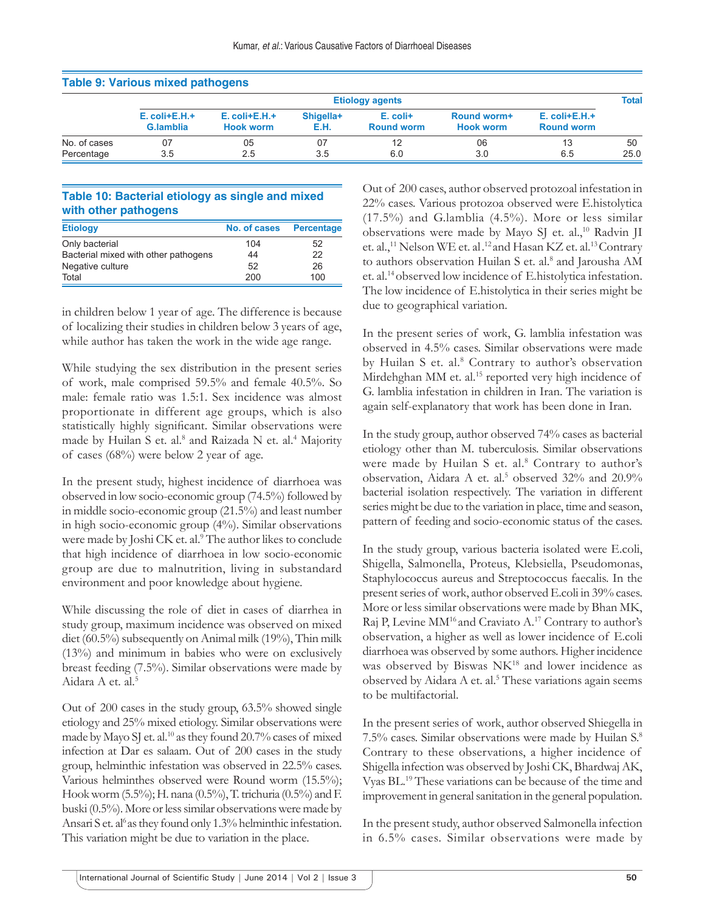**Table 9: Various mixed pathogens**

| | Etiology agents | | | | | | Total |
|---|---|---|---|---|---|---|---|
| | E. coli+E.H.+ G.lamblia | E. coli+E.H.+ Hook worm | Shigella+ E.H. | E. coli+ Round worm | Round worm+ Hook worm | E. coli+E.H.+ Round worm | |
| No. of cases | 07 | 05 | 07 | 12 | 06 | 13 | 50 |
| Percentage | 3.5 | 2.5 | 3.5 | 6.0 | 3.0 | 6.5 | 25.0 |

**Table 10: Bacterial etiology as single and mixed with other pathogens**

| Etiology | No. of cases | Percentage |
|---|---|---|
| Only bacterial | 104 | 52 |
| Bacterial mixed with other pathogens | 44 | 22 |
| Negative culture | 52 | 26 |
| Total | 200 | 100 |

in children below 1 year of age. The difference is because of localizing their studies in children below 3 years of age, while author has taken the work in the wide age range.

While studying the sex distribution in the present series of work, male comprised 59.5% and female 40.5%. So male: female ratio was 1.5:1. Sex incidence was almost proportionate in different age groups, which is also statistically highly significant. Similar observations were made by Huilan S et. al.[8] and Raizada N et. al.[4] Majority of cases (68%) were below 2 year of age.

In the present study, highest incidence of diarrhoea was observed in low socio-economic group (74.5%) followed by in middle socio-economic group (21.5%) and least number in high socio-economic group (4%). Similar observations were made by Joshi CK et. al.[9] The author likes to conclude that high incidence of diarrhoea in low socio-economic group are due to malnutrition, living in substandard environment and poor knowledge about hygiene.

While discussing the role of diet in cases of diarrhea in study group, maximum incidence was observed on mixed diet (60.5%) subsequently on Animal milk (19%), Thin milk (13%) and minimum in babies who were on exclusively breast feeding (7.5%). Similar observations were made by Aidara A et. al.[5]

Out of 200 cases in the study group, 63.5% showed single etiology and 25% mixed etiology. Similar observations were made by Mayo SJ et. al.[10] as they found 20.7% cases of mixed infection at Dar es salaam. Out of 200 cases in the study group, helminthic infestation was observed in 22.5% cases. Various helminthes observed were Round worm (15.5%); Hook worm (5.5%); H. nana (0.5%), T. trichuria (0.5%) and F. buski (0.5%). More or less similar observations were made by Ansari S et. al[6] as they found only 1.3% helminthic infestation. This variation might be due to variation in the place.

Out of 200 cases, author observed protozoal infestation in 22% cases. Various protozoa observed were E.histolytica (17.5%) and G.lamblia (4.5%). More or less similar observations were made by Mayo SJ et. al.,[10] Radvin JI et. al.,[11] Nelson WE et. al.[12] and Hasan KZ et. al.[13] Contrary to authors observation Huilan S et. al.[8] and Jarousha AM et. al.[14] observed low incidence of E.histolytica infestation. The low incidence of E.histolytica in their series might be due to geographical variation.

In the present series of work, G. lamblia infestation was observed in 4.5% cases. Similar observations were made by Huilan S et. al.[8] Contrary to author's observation Mirdehghan MM et. al.[15] reported very high incidence of G. lamblia infestation in children in Iran. The variation is again self-explanatory that work has been done in Iran.

In the study group, author observed 74% cases as bacterial etiology other than M. tuberculosis. Similar observations were made by Huilan S et. al.[8] Contrary to author's observation, Aidara A et. al.[5] observed 32% and 20.9% bacterial isolation respectively. The variation in different series might be due to the variation in place, time and season, pattern of feeding and socio-economic status of the cases.

In the study group, various bacteria isolated were E.coli, Shigella, Salmonella, Proteus, Klebsiella, Pseudomonas, Staphylococcus aureus and Streptococcus faecalis. In the present series of work, author observed E.coli in 39% cases. More or less similar observations were made by Bhan MK, Raj P, Levine MM[16] and Craviato A.[17] Contrary to author's observation, a higher as well as lower incidence of E.coli diarrhoea was observed by some authors. Higher incidence was observed by Biswas NK[18] and lower incidence as observed by Aidara A et. al.[5] These variations again seems to be multifactorial.

In the present series of work, author observed Shiegella in 7.5% cases. Similar observations were made by Huilan S.[8] Contrary to these observations, a higher incidence of Shigella infection was observed by Joshi CK, Bhardwaj AK, Vyas BL.[19] These variations can be because of the time and improvement in general sanitation in the general population.

In the present study, author observed Salmonella infection in 6.5% cases. Similar observations were made by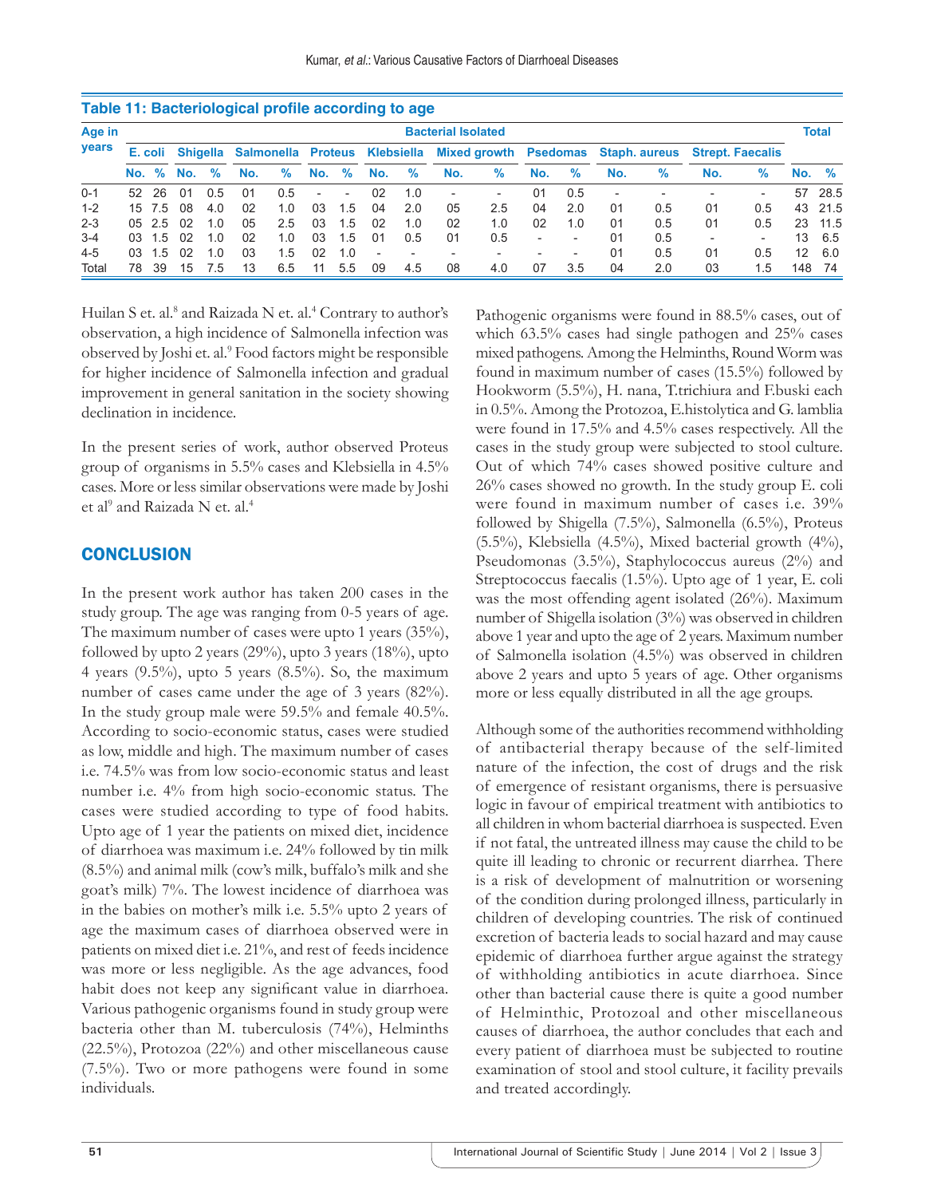**Table 11: Bacteriological profile according to age**

| Age in years | Bacterial Isolated | | | | | | | | | | | | | | | | | | Total | |
|---|---|---|---|---|---|---|---|---|---|---|---|---|---|---|---|---|---|---|---|---|
| | E. coli | | Shigella | | Salmonella | | Proteus | | Klebsiella | | Mixed growth | | Psedomas | | Staph. aureus | | Strept. Faecalis | | | |
| | No. | % | No. | % | No. | % | No. | % | No. | % | No. | % | No. | % | No. | % | No. | % | No. | % |
| 0-1 | 52 | 26 | 01 | 0.5 | 01 | 0.5 | - | - | 02 | 1.0 | - | - | 01 | 0.5 | - | - | - | - | 57 | 28.5 |
| 1-2 | 15 | 7.5 | 08 | 4.0 | 02 | 1.0 | 03 | 1.5 | 04 | 2.0 | 05 | 2.5 | 04 | 2.0 | 01 | 0.5 | 01 | 0.5 | 43 | 21.5 |
| 2-3 | 05 | 2.5 | 02 | 1.0 | 05 | 2.5 | 03 | 1.5 | 02 | 1.0 | 02 | 1.0 | 02 | 1.0 | 01 | 0.5 | 01 | 0.5 | 23 | 11.5 |
| 3-4 | 03 | 1.5 | 02 | 1.0 | 02 | 1.0 | 03 | 1.5 | 01 | 0.5 | 01 | 0.5 | - | - | 01 | 0.5 | - | - | 13 | 6.5 |
| 4-5 | 03 | 1.5 | 02 | 1.0 | 03 | 1.5 | 02 | 1.0 | - | - | - | - | - | - | 01 | 0.5 | 01 | 0.5 | 12 | 6.0 |
| Total | 78 | 39 | 15 | 7.5 | 13 | 6.5 | 11 | 5.5 | 09 | 4.5 | 08 | 4.0 | 07 | 3.5 | 04 | 2.0 | 03 | 1.5 | 148 | 74 |

Huilan S et. al.[8] and Raizada N et. al.[4] Contrary to author's observation, a high incidence of Salmonella infection was observed by Joshi et. al.[9] Food factors might be responsible for higher incidence of Salmonella infection and gradual improvement in general sanitation in the society showing declination in incidence.

In the present series of work, author observed Proteus group of organisms in 5.5% cases and Klebsiella in 4.5% cases. More or less similar observations were made by Joshi et al[9] and Raizada N et. al.[4]

## CONCLUSION

In the present work author has taken 200 cases in the study group. The age was ranging from 0-5 years of age. The maximum number of cases were upto 1 years (35%), followed by upto 2 years (29%), upto 3 years (18%), upto 4 years (9.5%), upto 5 years (8.5%). So, the maximum number of cases came under the age of 3 years (82%). In the study group male were 59.5% and female 40.5%. According to socio-economic status, cases were studied as low, middle and high. The maximum number of cases i.e. 74.5% was from low socio-economic status and least number i.e. 4% from high socio-economic status. The cases were studied according to type of food habits. Upto age of 1 year the patients on mixed diet, incidence of diarrhoea was maximum i.e. 24% followed by tin milk (8.5%) and animal milk (cow's milk, buffalo's milk and she goat's milk) 7%. The lowest incidence of diarrhoea was in the babies on mother's milk i.e. 5.5% upto 2 years of age the maximum cases of diarrhoea observed were in patients on mixed diet i.e. 21%, and rest of feeds incidence was more or less negligible. As the age advances, food habit does not keep any significant value in diarrhoea. Various pathogenic organisms found in study group were bacteria other than M. tuberculosis (74%), Helminths (22.5%), Protozoa (22%) and other miscellaneous cause (7.5%). Two or more pathogens were found in some individuals.

Pathogenic organisms were found in 88.5% cases, out of which 63.5% cases had single pathogen and 25% cases mixed pathogens. Among the Helminths, Round Worm was found in maximum number of cases (15.5%) followed by Hookworm (5.5%), H. nana, T.trichiura and F.buski each in 0.5%. Among the Protozoa, E.histolytica and G. lamblia were found in 17.5% and 4.5% cases respectively. All the cases in the study group were subjected to stool culture. Out of which 74% cases showed positive culture and 26% cases showed no growth. In the study group E. coli were found in maximum number of cases i.e. 39% followed by Shigella (7.5%), Salmonella (6.5%), Proteus (5.5%), Klebsiella (4.5%), Mixed bacterial growth (4%), Pseudomonas (3.5%), Staphylococcus aureus (2%) and Streptococcus faecalis (1.5%). Upto age of 1 year, E. coli was the most offending agent isolated (26%). Maximum number of Shigella isolation (3%) was observed in children above 1 year and upto the age of 2 years. Maximum number of Salmonella isolation (4.5%) was observed in children above 2 years and upto 5 years of age. Other organisms more or less equally distributed in all the age groups.

Although some of the authorities recommend withholding of antibacterial therapy because of the self-limited nature of the infection, the cost of drugs and the risk of emergence of resistant organisms, there is persuasive logic in favour of empirical treatment with antibiotics to all children in whom bacterial diarrhoea is suspected. Even if not fatal, the untreated illness may cause the child to be quite ill leading to chronic or recurrent diarrhea. There is a risk of development of malnutrition or worsening of the condition during prolonged illness, particularly in children of developing countries. The risk of continued excretion of bacteria leads to social hazard and may cause epidemic of diarrhoea further argue against the strategy of withholding antibiotics in acute diarrhoea. Since other than bacterial cause there is quite a good number of Helminthic, Protozoal and other miscellaneous causes of diarrhoea, the author concludes that each and every patient of diarrhoea must be subjected to routine examination of stool and stool culture, it facility prevails and treated accordingly.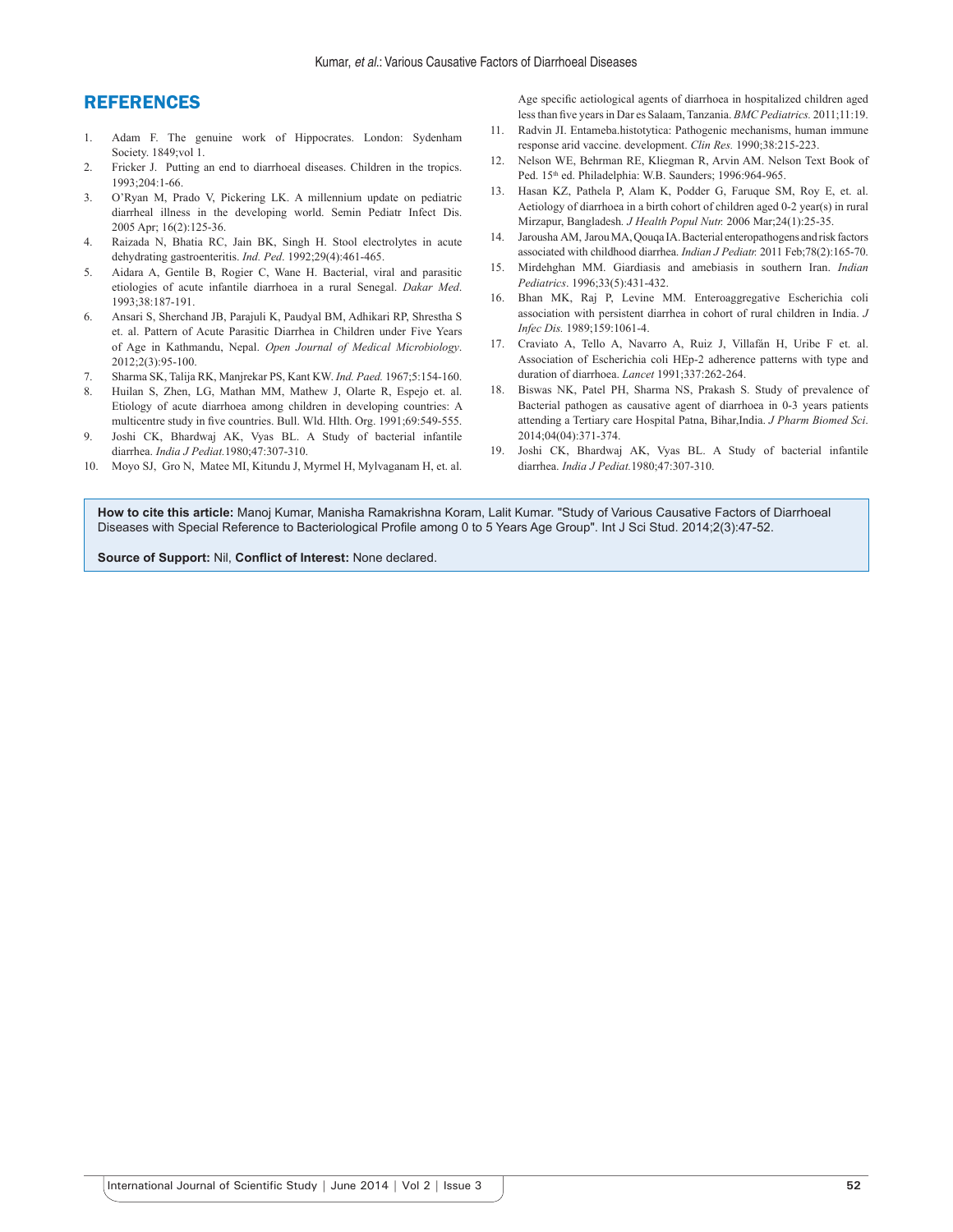## REFERENCES

1. Adam F. The genuine work of Hippocrates. London: Sydenham Society. 1849;vol 1.
2. Fricker J. Putting an end to diarrhoeal diseases. Children in the tropics. 1993;204:1-66.
3. O'Ryan M, Prado V, Pickering LK. A millennium update on pediatric diarrheal illness in the developing world. Semin Pediatr Infect Dis. 2005 Apr; 16(2):125-36.
4. Raizada N, Bhatia RC, Jain BK, Singh H. Stool electrolytes in acute dehydrating gastroenteritis. *Ind. Ped*. 1992;29(4):461-465.
5. Aidara A, Gentile B, Rogier C, Wane H. Bacterial, viral and parasitic etiologies of acute infantile diarrhoea in a rural Senegal. *Dakar Med*. 1993;38:187-191.
6. Ansari S, Sherchand JB, Parajuli K, Paudyal BM, Adhikari RP, Shrestha S et. al. Pattern of Acute Parasitic Diarrhea in Children under Five Years of Age in Kathmandu, Nepal. *Open Journal of Medical Microbiology*. 2012;2(3):95-100.
7. Sharma SK, Talija RK, Manjrekar PS, Kant KW. *Ind. Paed.* 1967;5:154-160.
8. Huilan S, Zhen, LG, Mathan MM, Mathew J, Olarte R, Espejo et. al. Etiology of acute diarrhoea among children in developing countries: A multicentre study in five countries. Bull. Wld. Hlth. Org. 1991;69:549-555.
9. Joshi CK, Bhardwaj AK, Vyas BL. A Study of bacterial infantile diarrhea. *India J Pediat.*1980;47:307-310.
10. Moyo SJ, Gro N, Matee MI, Kitundu J, Myrmel H, Mylvaganam H, et. al. Age specific aetiological agents of diarrhoea in hospitalized children aged less than five years in Dar es Salaam, Tanzania. *BMC Pediatrics.* 2011;11:19.
11. Radvin JI. Entameba.histotytica: Pathogenic mechanisms, human immune response arid vaccine. development. *Clin Res.* 1990;38:215-223.
12. Nelson WE, Behrman RE, Kliegman R, Arvin AM. Nelson Text Book of Ped. 15th ed. Philadelphia: W.B. Saunders; 1996:964-965.
13. Hasan KZ, Pathela P, Alam K, Podder G, Faruque SM, Roy E, et. al. Aetiology of diarrhoea in a birth cohort of children aged 0-2 year(s) in rural Mirzapur, Bangladesh. *J Health Popul Nutr.* 2006 Mar;24(1):25-35.
14. Jarousha AM, Jarou MA, Qouqa IA. Bacterial enteropathogens and risk factors associated with childhood diarrhea. *Indian J Pediatr.* 2011 Feb;78(2):165-70.
15. Mirdehghan MM. Giardiasis and amebiasis in southern Iran. *Indian Pediatrics*. 1996;33(5):431-432.
16. Bhan MK, Raj P, Levine MM. Enteroaggregative Escherichia coli association with persistent diarrhea in cohort of rural children in India. *J Infec Dis.* 1989;159:1061-4.
17. Craviato A, Tello A, Navarro A, Ruiz J, Villafán H, Uribe F et. al. Association of Escherichia coli HEp-2 adherence patterns with type and duration of diarrhoea. *Lancet* 1991;337:262-264.
18. Biswas NK, Patel PH, Sharma NS, Prakash S. Study of prevalence of Bacterial pathogen as causative agent of diarrhoea in 0-3 years patients attending a Tertiary care Hospital Patna, Bihar,India. *J Pharm Biomed Sci*. 2014;04(04):371-374.
19. Joshi CK, Bhardwaj AK, Vyas BL. A Study of bacterial infantile diarrhea. *India J Pediat.*1980;47:307-310.

**How to cite this article:** Manoj Kumar, Manisha Ramakrishna Koram, Lalit Kumar. "Study of Various Causative Factors of Diarrhoeal Diseases with Special Reference to Bacteriological Profile among 0 to 5 Years Age Group". Int J Sci Stud. 2014;2(3):47-52.

**Source of Support:** Nil, **Conflict of Interest:** None declared.